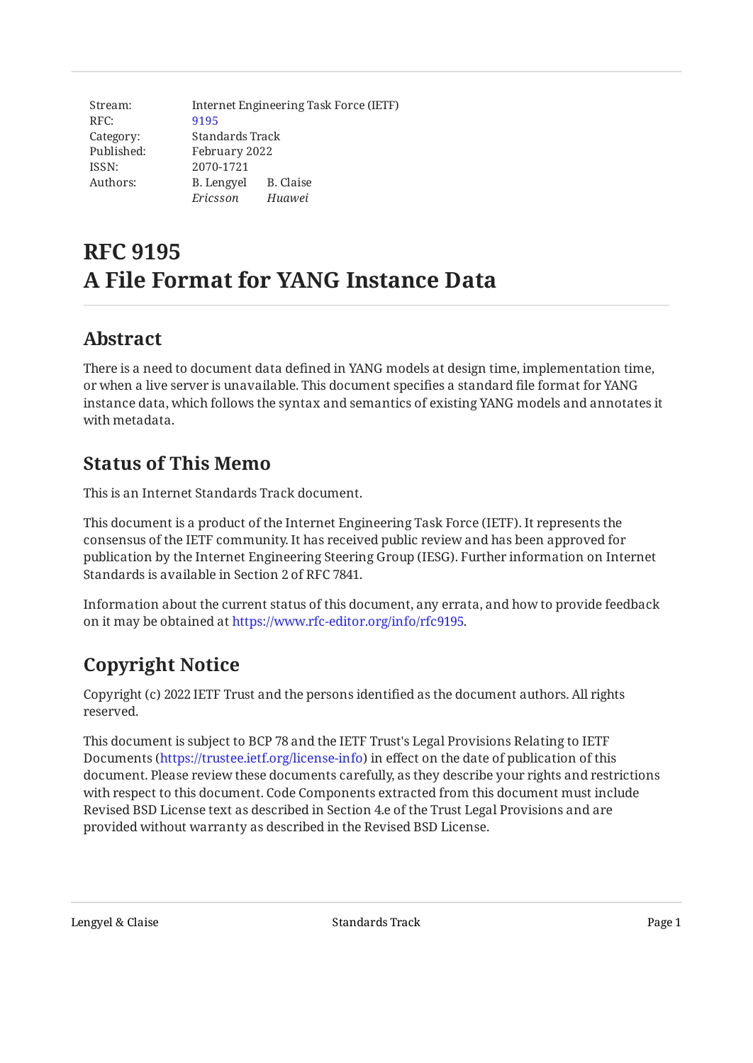| | | |
|---|---|---|
| Stream: | Internet Engineering Task Force (IETF) | |
| RFC: | 9195 | |
| Category: | Standards Track | |
| Published: | February 2022 | |
| ISSN: | 2070-1721 | |
| Authors: | B. Lengyel | B. Claise |
| | *Ericsson* | *Huawei* |

# RFC 9195
# A File Format for YANG Instance Data

## Abstract

There is a need to document data defined in YANG models at design time, implementation time, or when a live server is unavailable. This document specifies a standard file format for YANG instance data, which follows the syntax and semantics of existing YANG models and annotates it with metadata.

## Status of This Memo

This is an Internet Standards Track document.

This document is a product of the Internet Engineering Task Force (IETF). It represents the consensus of the IETF community. It has received public review and has been approved for publication by the Internet Engineering Steering Group (IESG). Further information on Internet Standards is available in Section 2 of RFC 7841.

Information about the current status of this document, any errata, and how to provide feedback on it may be obtained at https://www.rfc-editor.org/info/rfc9195.

## Copyright Notice

Copyright (c) 2022 IETF Trust and the persons identified as the document authors. All rights reserved.

This document is subject to BCP 78 and the IETF Trust's Legal Provisions Relating to IETF Documents (https://trustee.ietf.org/license-info) in effect on the date of publication of this document. Please review these documents carefully, as they describe your rights and restrictions with respect to this document. Code Components extracted from this document must include Revised BSD License text as described in Section 4.e of the Trust Legal Provisions and are provided without warranty as described in the Revised BSD License.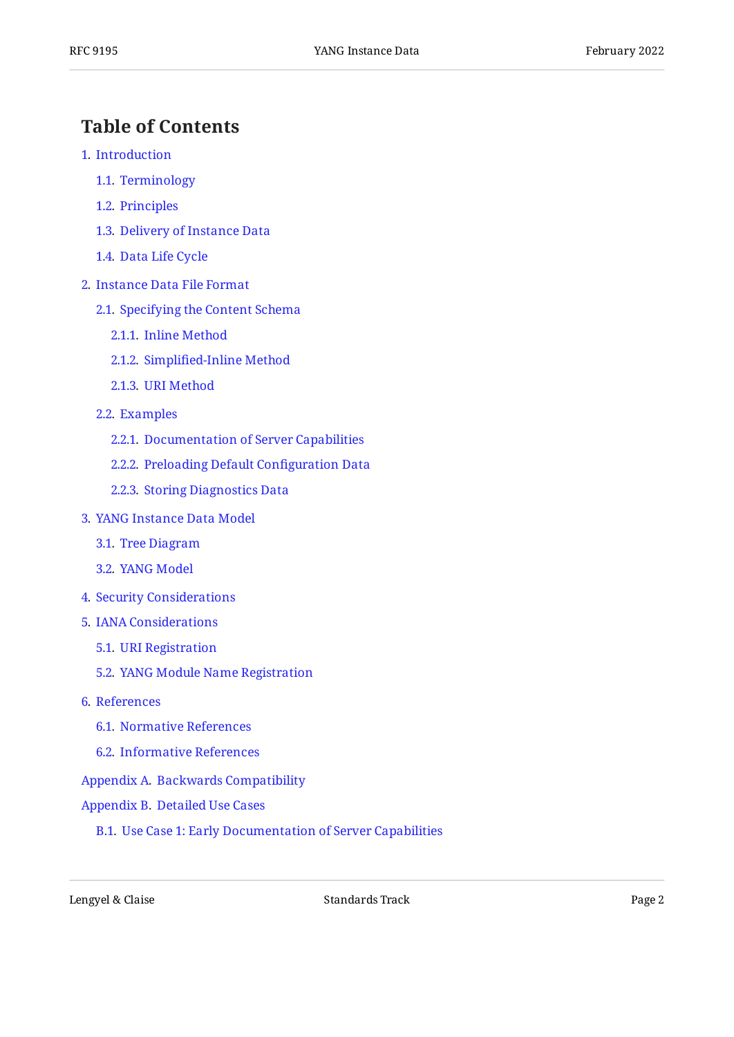## Table of Contents

- 1. Introduction
  - 1.1. Terminology
  - 1.2. Principles
  - 1.3. Delivery of Instance Data
  - 1.4. Data Life Cycle
- 2. Instance Data File Format
  - 2.1. Specifying the Content Schema
    - 2.1.1. Inline Method
    - 2.1.2. Simplified-Inline Method
    - 2.1.3. URI Method
  - 2.2. Examples
    - 2.2.1. Documentation of Server Capabilities
    - 2.2.2. Preloading Default Configuration Data
    - 2.2.3. Storing Diagnostics Data
- 3. YANG Instance Data Model
  - 3.1. Tree Diagram
  - 3.2. YANG Model
- 4. Security Considerations
- 5. IANA Considerations
  - 5.1. URI Registration
  - 5.2. YANG Module Name Registration
- 6. References
  - 6.1. Normative References
  - 6.2. Informative References
- Appendix A. Backwards Compatibility
- Appendix B. Detailed Use Cases
  - B.1. Use Case 1: Early Documentation of Server Capabilities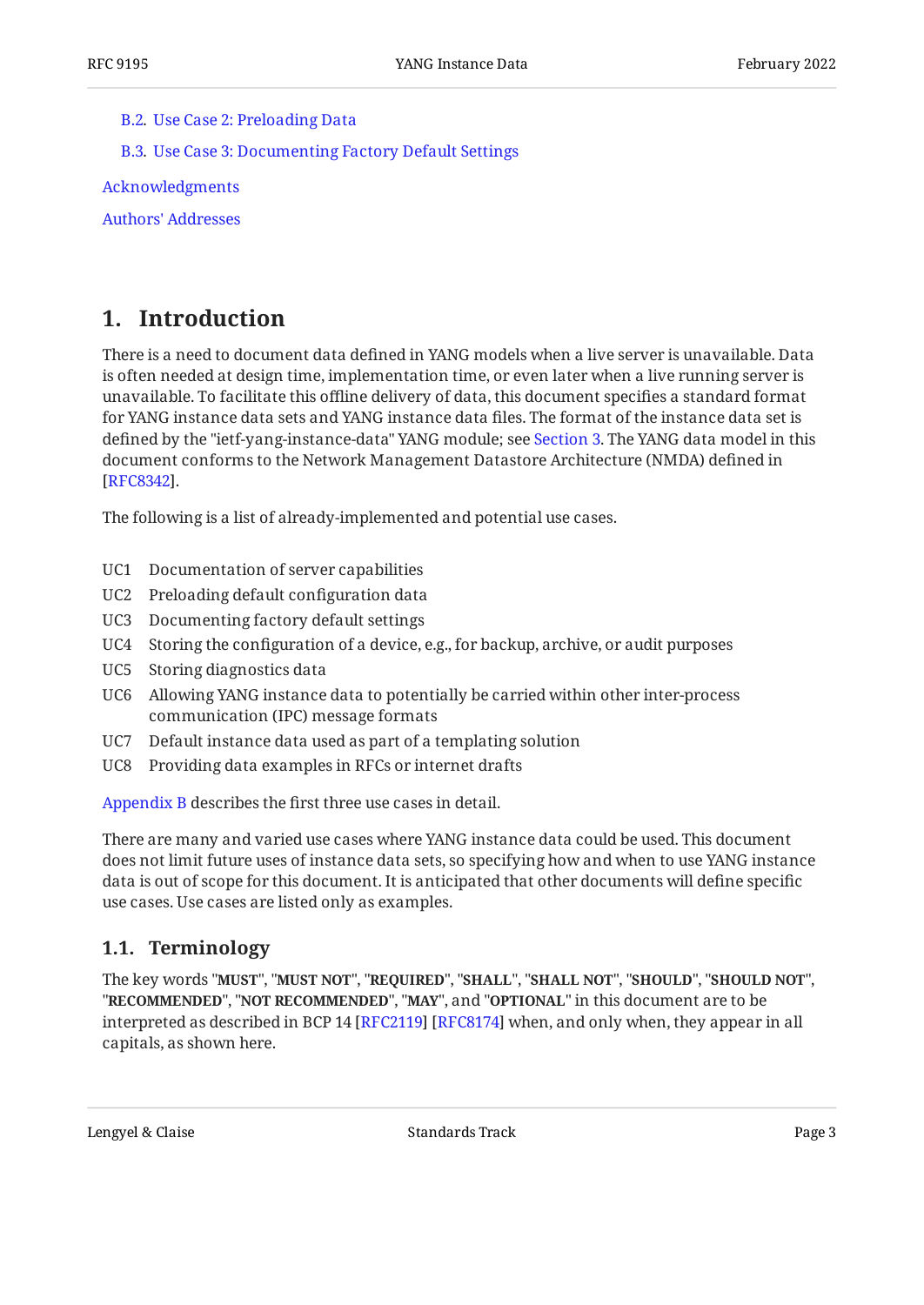B.2. Use Case 2: Preloading Data

B.3. Use Case 3: Documenting Factory Default Settings

Acknowledgments

Authors' Addresses

## 1. Introduction

There is a need to document data defined in YANG models when a live server is unavailable. Data is often needed at design time, implementation time, or even later when a live running server is unavailable. To facilitate this offline delivery of data, this document specifies a standard format for YANG instance data sets and YANG instance data files. The format of the instance data set is defined by the "ietf-yang-instance-data" YANG module; see Section 3. The YANG data model in this document conforms to the Network Management Datastore Architecture (NMDA) defined in [RFC8342].

The following is a list of already-implemented and potential use cases.

UC1 Documentation of server capabilities

UC2 Preloading default configuration data

UC3 Documenting factory default settings

UC4 Storing the configuration of a device, e.g., for backup, archive, or audit purposes

UC5 Storing diagnostics data

UC6 Allowing YANG instance data to potentially be carried within other inter-process communication (IPC) message formats

UC7 Default instance data used as part of a templating solution

UC8 Providing data examples in RFCs or internet drafts

Appendix B describes the first three use cases in detail.

There are many and varied use cases where YANG instance data could be used. This document does not limit future uses of instance data sets, so specifying how and when to use YANG instance data is out of scope for this document. It is anticipated that other documents will define specific use cases. Use cases are listed only as examples.

### 1.1. Terminology

The key words "**MUST**", "**MUST NOT**", "**REQUIRED**", "**SHALL**", "**SHALL NOT**", "**SHOULD**", "**SHOULD NOT**", "**RECOMMENDED**", "**NOT RECOMMENDED**", "**MAY**", and "**OPTIONAL**" in this document are to be interpreted as described in BCP 14 [RFC2119] [RFC8174] when, and only when, they appear in all capitals, as shown here.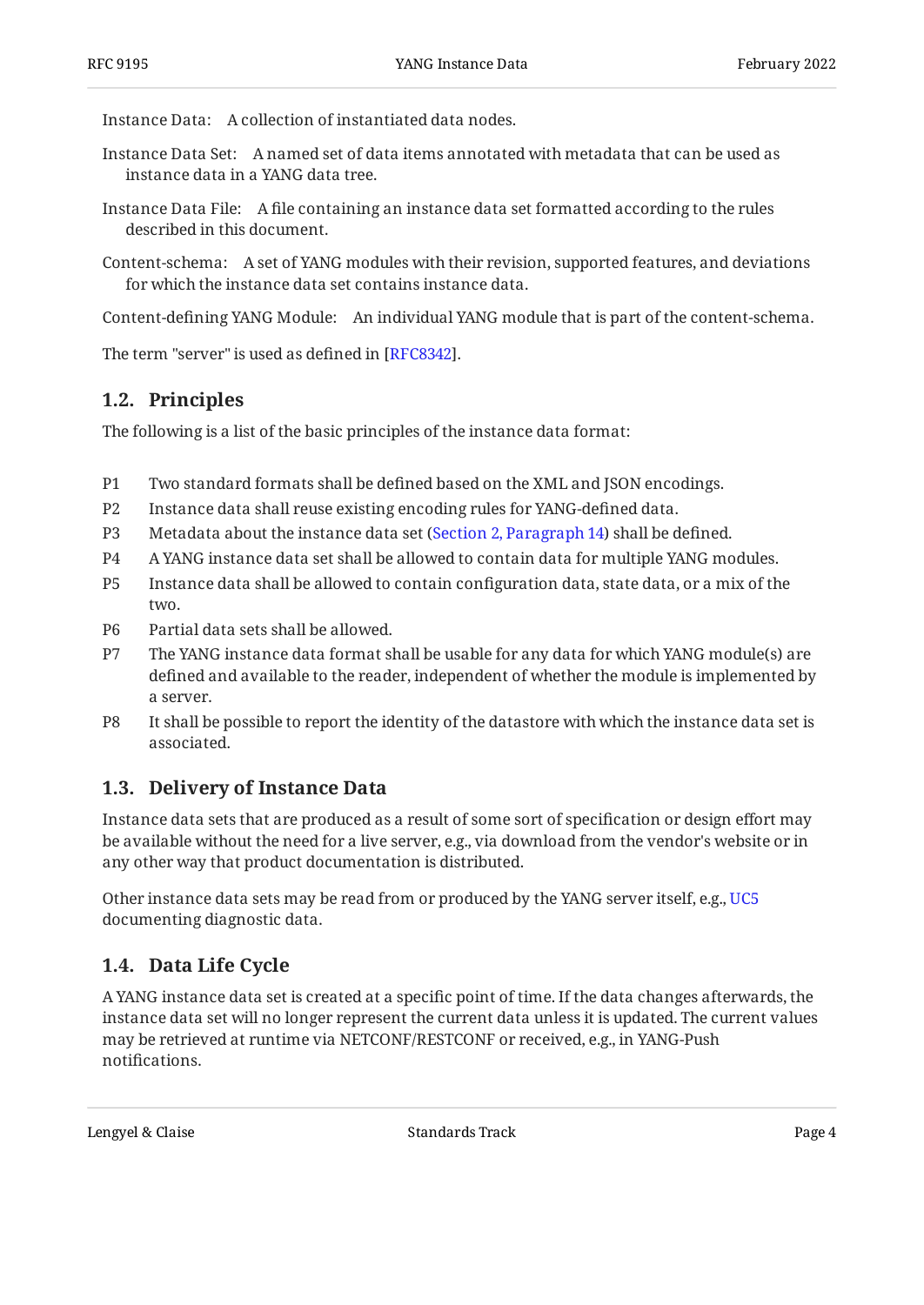Instance Data: A collection of instantiated data nodes.

Instance Data Set: A named set of data items annotated with metadata that can be used as instance data in a YANG data tree.

Instance Data File: A file containing an instance data set formatted according to the rules described in this document.

Content-schema: A set of YANG modules with their revision, supported features, and deviations for which the instance data set contains instance data.

Content-defining YANG Module: An individual YANG module that is part of the content-schema.

The term "server" is used as defined in [RFC8342].

## 1.2. Principles

The following is a list of the basic principles of the instance data format:

- P1 Two standard formats shall be defined based on the XML and JSON encodings.
- P2 Instance data shall reuse existing encoding rules for YANG-defined data.
- P3 Metadata about the instance data set (Section 2, Paragraph 14) shall be defined.
- P4 A YANG instance data set shall be allowed to contain data for multiple YANG modules.
- P5 Instance data shall be allowed to contain configuration data, state data, or a mix of the two.
- P6 Partial data sets shall be allowed.
- P7 The YANG instance data format shall be usable for any data for which YANG module(s) are defined and available to the reader, independent of whether the module is implemented by a server.
- P8 It shall be possible to report the identity of the datastore with which the instance data set is associated.

## 1.3. Delivery of Instance Data

Instance data sets that are produced as a result of some sort of specification or design effort may be available without the need for a live server, e.g., via download from the vendor's website or in any other way that product documentation is distributed.

Other instance data sets may be read from or produced by the YANG server itself, e.g., UC5 documenting diagnostic data.

## 1.4. Data Life Cycle

A YANG instance data set is created at a specific point of time. If the data changes afterwards, the instance data set will no longer represent the current data unless it is updated. The current values may be retrieved at runtime via NETCONF/RESTCONF or received, e.g., in YANG-Push notifications.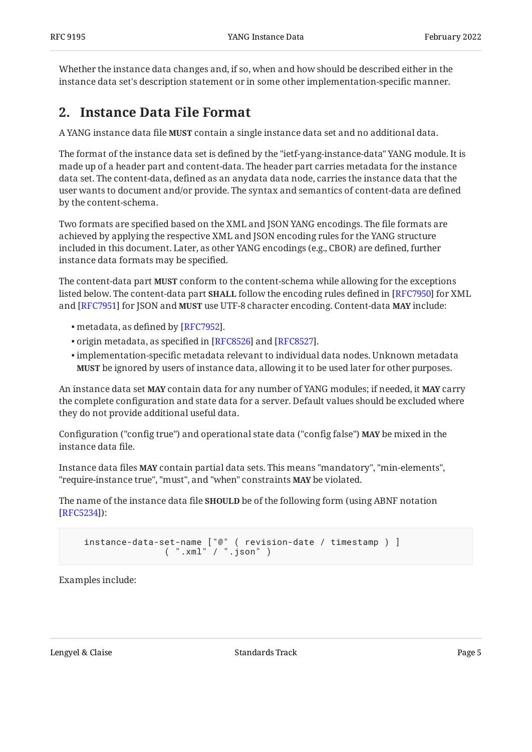Whether the instance data changes and, if so, when and how should be described either in the instance data set's description statement or in some other implementation-specific manner.

## 2. Instance Data File Format

A YANG instance data file **MUST** contain a single instance data set and no additional data.

The format of the instance data set is defined by the "ietf-yang-instance-data" YANG module. It is made up of a header part and content-data. The header part carries metadata for the instance data set. The content-data, defined as an anydata data node, carries the instance data that the user wants to document and/or provide. The syntax and semantics of content-data are defined by the content-schema.

Two formats are specified based on the XML and JSON YANG encodings. The file formats are achieved by applying the respective XML and JSON encoding rules for the YANG structure included in this document. Later, as other YANG encodings (e.g., CBOR) are defined, further instance data formats may be specified.

The content-data part **MUST** conform to the content-schema while allowing for the exceptions listed below. The content-data part **SHALL** follow the encoding rules defined in [RFC7950] for XML and [RFC7951] for JSON and **MUST** use UTF-8 character encoding. Content-data **MAY** include:

- metadata, as defined by [RFC7952].
- origin metadata, as specified in [RFC8526] and [RFC8527].
- implementation-specific metadata relevant to individual data nodes. Unknown metadata **MUST** be ignored by users of instance data, allowing it to be used later for other purposes.

An instance data set **MAY** contain data for any number of YANG modules; if needed, it **MAY** carry the complete configuration and state data for a server. Default values should be excluded where they do not provide additional useful data.

Configuration ("config true") and operational state data ("config false") **MAY** be mixed in the instance data file.

Instance data files **MAY** contain partial data sets. This means "mandatory", "min-elements", "require-instance true", "must", and "when" constraints **MAY** be violated.

The name of the instance data file **SHOULD** be of the following form (using ABNF notation [RFC5234]):

```
   instance-data-set-name ["@" ( revision-date / timestamp ) ]
                 ( ".xml" / ".json" )
```

Examples include: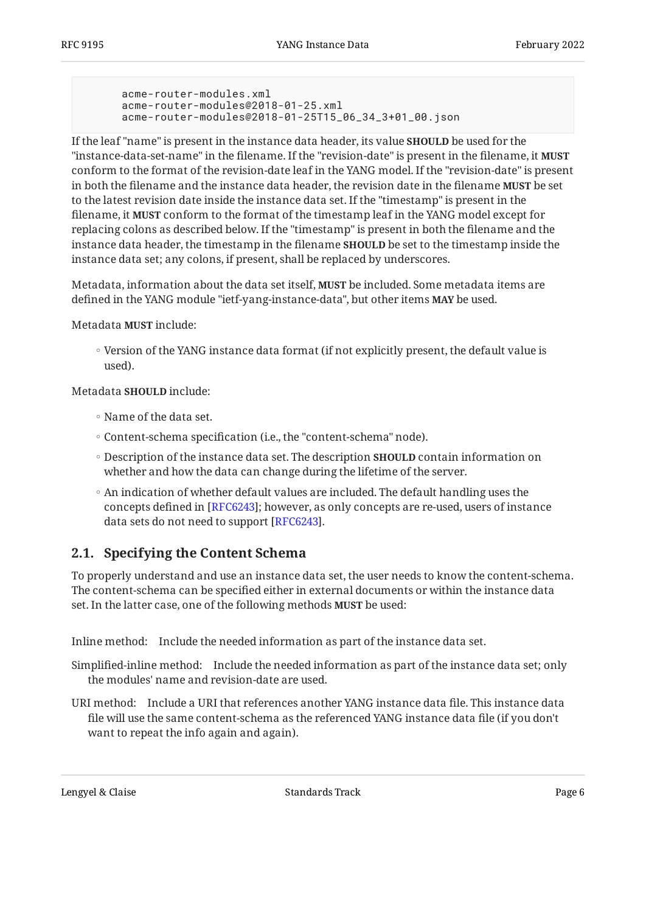```
acme-router-modules.xml
acme-router-modules@2018-01-25.xml
acme-router-modules@2018-01-25T15_06_34_3+01_00.json
```

If the leaf "name" is present in the instance data header, its value **SHOULD** be used for the "instance-data-set-name" in the filename. If the "revision-date" is present in the filename, it **MUST** conform to the format of the revision-date leaf in the YANG model. If the "revision-date" is present in both the filename and the instance data header, the revision date in the filename **MUST** be set to the latest revision date inside the instance data set. If the "timestamp" is present in the filename, it **MUST** conform to the format of the timestamp leaf in the YANG model except for replacing colons as described below. If the "timestamp" is present in both the filename and the instance data header, the timestamp in the filename **SHOULD** be set to the timestamp inside the instance data set; any colons, if present, shall be replaced by underscores.

Metadata, information about the data set itself, **MUST** be included. Some metadata items are defined in the YANG module "ietf-yang-instance-data", but other items **MAY** be used.

Metadata **MUST** include:

- Version of the YANG instance data format (if not explicitly present, the default value is used).

Metadata **SHOULD** include:

- Name of the data set.
- Content-schema specification (i.e., the "content-schema" node).
- Description of the instance data set. The description **SHOULD** contain information on whether and how the data can change during the lifetime of the server.
- An indication of whether default values are included. The default handling uses the concepts defined in [RFC6243]; however, as only concepts are re-used, users of instance data sets do not need to support [RFC6243].

## 2.1. Specifying the Content Schema

To properly understand and use an instance data set, the user needs to know the content-schema. The content-schema can be specified either in external documents or within the instance data set. In the latter case, one of the following methods **MUST** be used:

Inline method: Include the needed information as part of the instance data set.

Simplified-inline method: Include the needed information as part of the instance data set; only the modules' name and revision-date are used.

URI method: Include a URI that references another YANG instance data file. This instance data file will use the same content-schema as the referenced YANG instance data file (if you don't want to repeat the info again and again).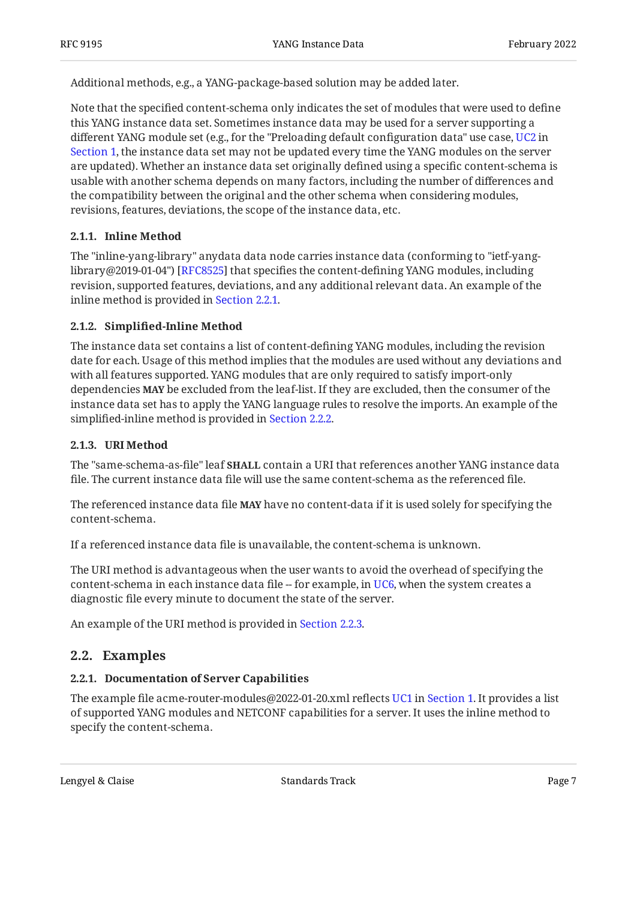Additional methods, e.g., a YANG-package-based solution may be added later.

Note that the specified content-schema only indicates the set of modules that were used to define this YANG instance data set. Sometimes instance data may be used for a server supporting a different YANG module set (e.g., for the "Preloading default configuration data" use case, UC2 in Section 1, the instance data set may not be updated every time the YANG modules on the server are updated). Whether an instance data set originally defined using a specific content-schema is usable with another schema depends on many factors, including the number of differences and the compatibility between the original and the other schema when considering modules, revisions, features, deviations, the scope of the instance data, etc.

#### 2.1.1. Inline Method

The "inline-yang-library" anydata data node carries instance data (conforming to "ietf-yang-library@2019-01-04") [RFC8525] that specifies the content-defining YANG modules, including revision, supported features, deviations, and any additional relevant data. An example of the inline method is provided in Section 2.2.1.

#### 2.1.2. Simplified-Inline Method

The instance data set contains a list of content-defining YANG modules, including the revision date for each. Usage of this method implies that the modules are used without any deviations and with all features supported. YANG modules that are only required to satisfy import-only dependencies **MAY** be excluded from the leaf-list. If they are excluded, then the consumer of the instance data set has to apply the YANG language rules to resolve the imports. An example of the simplified-inline method is provided in Section 2.2.2.

#### 2.1.3. URI Method

The "same-schema-as-file" leaf **SHALL** contain a URI that references another YANG instance data file. The current instance data file will use the same content-schema as the referenced file.

The referenced instance data file **MAY** have no content-data if it is used solely for specifying the content-schema.

If a referenced instance data file is unavailable, the content-schema is unknown.

The URI method is advantageous when the user wants to avoid the overhead of specifying the content-schema in each instance data file -- for example, in UC6, when the system creates a diagnostic file every minute to document the state of the server.

An example of the URI method is provided in Section 2.2.3.

### 2.2. Examples

#### 2.2.1. Documentation of Server Capabilities

The example file acme-router-modules@2022-01-20.xml reflects UC1 in Section 1. It provides a list of supported YANG modules and NETCONF capabilities for a server. It uses the inline method to specify the content-schema.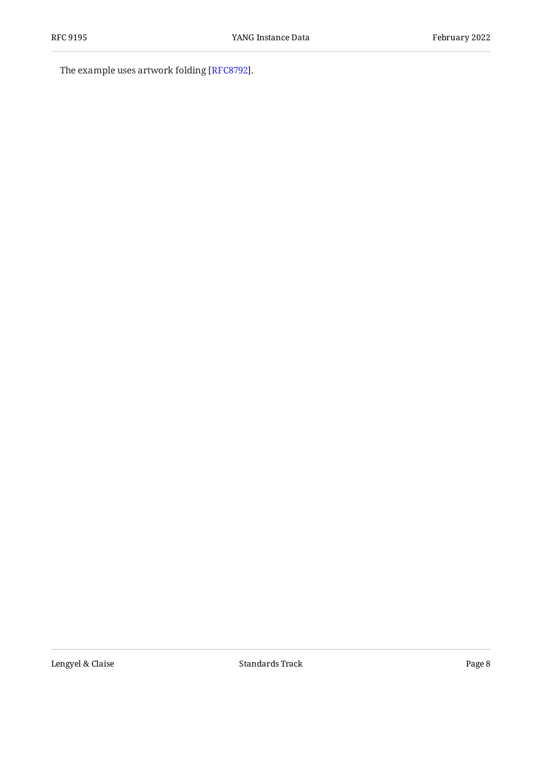The example uses artwork folding [RFC8792].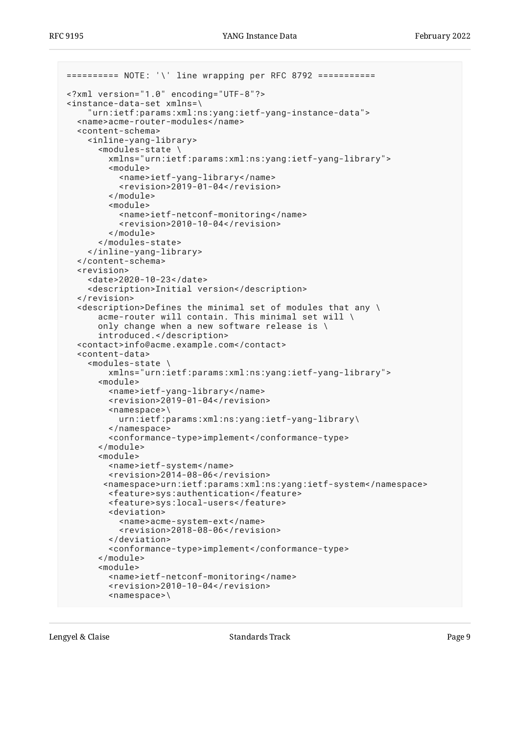```
========== NOTE: '\' line wrapping per RFC 8792 ===========

<?xml version="1.0" encoding="UTF-8"?>
<instance-data-set xmlns=\
    "urn:ietf:params:xml:ns:yang:ietf-yang-instance-data">
  <name>acme-router-modules</name>
  <content-schema>
    <inline-yang-library>
      <modules-state \
        xmlns="urn:ietf:params:xml:ns:yang:ietf-yang-library">
        <module>
          <name>ietf-yang-library</name>
          <revision>2019-01-04</revision>
        </module>
        <module>
          <name>ietf-netconf-monitoring</name>
          <revision>2010-10-04</revision>
        </module>
      </modules-state>
    </inline-yang-library>
  </content-schema>
  <revision>
    <date>2020-10-23</date>
    <description>Initial version</description>
  </revision>
  <description>Defines the minimal set of modules that any \
      acme-router will contain. This minimal set will \
      only change when a new software release is \
      introduced.</description>
  <contact>info@acme.example.com</contact>
  <content-data>
    <modules-state \
        xmlns="urn:ietf:params:xml:ns:yang:ietf-yang-library">
      <module>
        <name>ietf-yang-library</name>
        <revision>2019-01-04</revision>
        <namespace>\
          urn:ietf:params:xml:ns:yang:ietf-yang-library\
        </namespace>
        <conformance-type>implement</conformance-type>
      </module>
      <module>
        <name>ietf-system</name>
        <revision>2014-08-06</revision>
       <namespace>urn:ietf:params:xml:ns:yang:ietf-system</namespace>
        <feature>sys:authentication</feature>
        <feature>sys:local-users</feature>
        <deviation>
          <name>acme-system-ext</name>
          <revision>2018-08-06</revision>
        </deviation>
        <conformance-type>implement</conformance-type>
      </module>
      <module>
        <name>ietf-netconf-monitoring</name>
        <revision>2010-10-04</revision>
        <namespace>\
```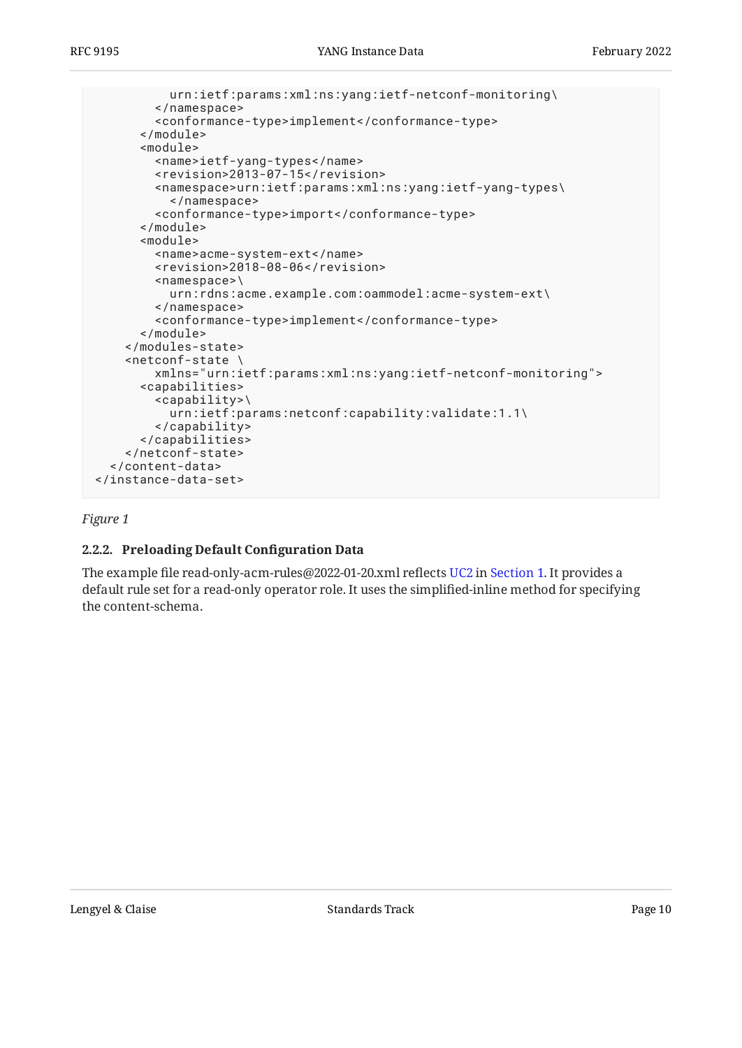```
          urn:ietf:params:xml:ns:yang:ietf-netconf-monitoring\
        </namespace>
        <conformance-type>implement</conformance-type>
      </module>
      <module>
        <name>ietf-yang-types</name>
        <revision>2013-07-15</revision>
        <namespace>urn:ietf:params:xml:ns:yang:ietf-yang-types\
          </namespace>
        <conformance-type>import</conformance-type>
      </module>
      <module>
        <name>acme-system-ext</name>
        <revision>2018-08-06</revision>
        <namespace>\
          urn:rdns:acme.example.com:oammodel:acme-system-ext\
        </namespace>
        <conformance-type>implement</conformance-type>
      </module>
    </modules-state>
    <netconf-state \
        xmlns="urn:ietf:params:xml:ns:yang:ietf-netconf-monitoring">
      <capabilities>
        <capability>\
          urn:ietf:params:netconf:capability:validate:1.1\
        </capability>
      </capabilities>
    </netconf-state>
  </content-data>
</instance-data-set>
```

*Figure 1*

#### 2.2.2. Preloading Default Configuration Data

The example file read-only-acm-rules@2022-01-20.xml reflects UC2 in Section 1. It provides a default rule set for a read-only operator role. It uses the simplified-inline method for specifying the content-schema.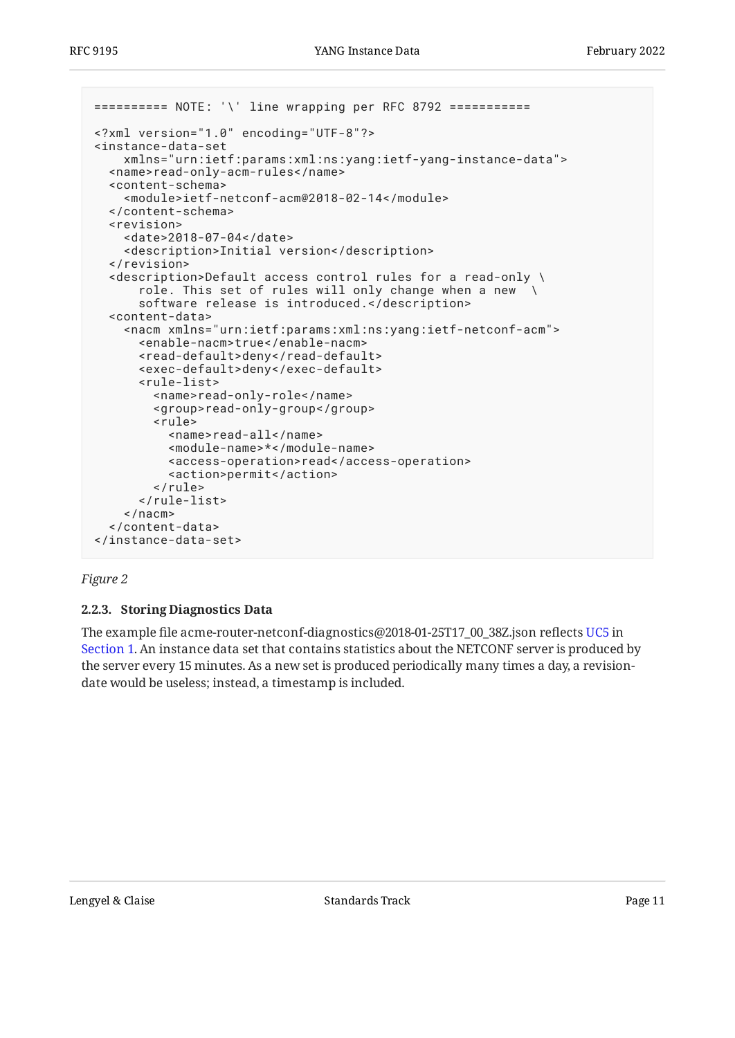```
========== NOTE: '\' line wrapping per RFC 8792 ===========

<?xml version="1.0" encoding="UTF-8"?>
<instance-data-set
    xmlns="urn:ietf:params:xml:ns:yang:ietf-yang-instance-data">
  <name>read-only-acm-rules</name>
  <content-schema>
    <module>ietf-netconf-acm@2018-02-14</module>
  </content-schema>
  <revision>
    <date>2018-07-04</date>
    <description>Initial version</description>
  </revision>
  <description>Default access control rules for a read-only \
      role. This set of rules will only change when a new  \
      software release is introduced.</description>
  <content-data>
    <nacm xmlns="urn:ietf:params:xml:ns:yang:ietf-netconf-acm">
      <enable-nacm>true</enable-nacm>
      <read-default>deny</read-default>
      <exec-default>deny</exec-default>
      <rule-list>
        <name>read-only-role</name>
        <group>read-only-group</group>
        <rule>
          <name>read-all</name>
          <module-name>*</module-name>
          <access-operation>read</access-operation>
          <action>permit</action>
        </rule>
      </rule-list>
    </nacm>
  </content-data>
</instance-data-set>
```

*Figure 2*

### 2.2.3. Storing Diagnostics Data

The example file acme-router-netconf-diagnostics@2018-01-25T17_00_38Z.json reflects UC5 in Section 1. An instance data set that contains statistics about the NETCONF server is produced by the server every 15 minutes. As a new set is produced periodically many times a day, a revision-date would be useless; instead, a timestamp is included.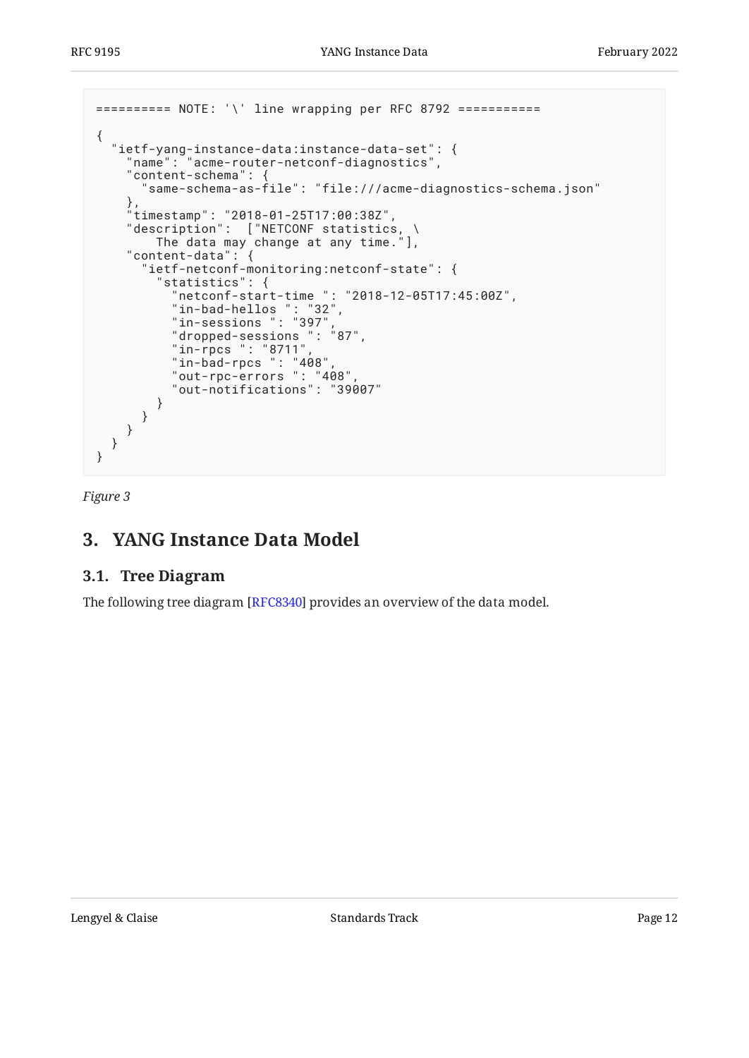```
========== NOTE: '\' line wrapping per RFC 8792 ===========

{
  "ietf-yang-instance-data:instance-data-set": {
    "name": "acme-router-netconf-diagnostics",
    "content-schema": {
      "same-schema-as-file": "file:///acme-diagnostics-schema.json"
    },
    "timestamp": "2018-01-25T17:00:38Z",
    "description":  ["NETCONF statistics, \
        The data may change at any time."],
    "content-data": {
      "ietf-netconf-monitoring:netconf-state": {
        "statistics": {
          "netconf-start-time ": "2018-12-05T17:45:00Z",
          "in-bad-hellos ": "32",
          "in-sessions ": "397",
          "dropped-sessions ": "87",
          "in-rpcs ": "8711",
          "in-bad-rpcs ": "408",
          "out-rpc-errors ": "408",
          "out-notifications": "39007"
        }
      }
    }
  }
}
```

*Figure 3*

## 3. YANG Instance Data Model

### 3.1. Tree Diagram

The following tree diagram [RFC8340] provides an overview of the data model.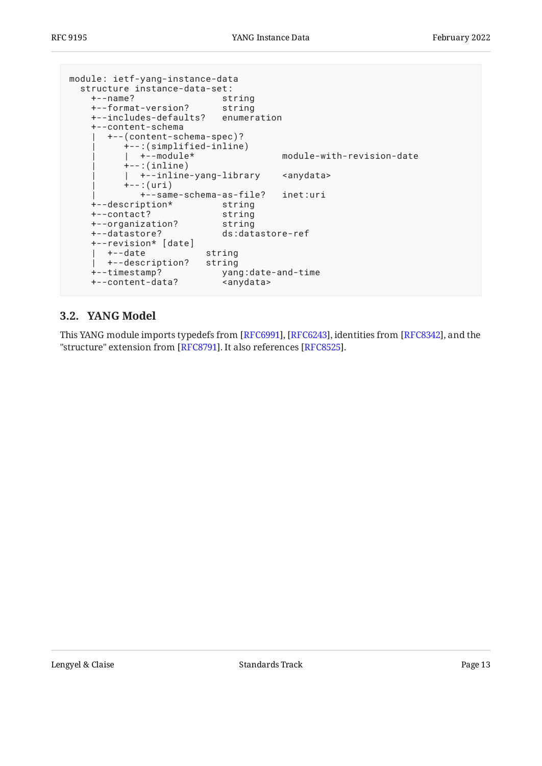```
module: ietf-yang-instance-data
  structure instance-data-set:
    +--name?                 string
    +--format-version?       string
    +--includes-defaults?    enumeration
    +--content-schema
    |  +--(content-schema-spec)?
    |     +--:(simplified-inline)
    |     |  +--module*                 module-with-revision-date
    |     +--:(inline)
    |     |  +--inline-yang-library    <anydata>
    |     +--:(uri)
    |        +--same-schema-as-file?   inet:uri
    +--description*          string
    +--contact?              string
    +--organization?         string
    +--datastore?            ds:datastore-ref
    +--revision* [date]
    |  +--date           string
    |  +--description?   string
    +--timestamp?            yang:date-and-time
    +--content-data?         <anydata>
```

## 3.2. YANG Model

This YANG module imports typedefs from [RFC6991], [RFC6243], identities from [RFC8342], and the "structure" extension from [RFC8791]. It also references [RFC8525].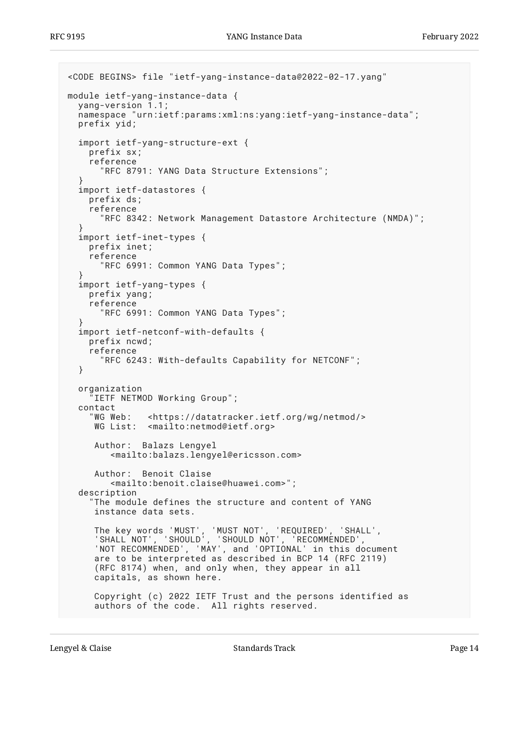```
<CODE BEGINS> file "ietf-yang-instance-data@2022-02-17.yang"

module ietf-yang-instance-data {
  yang-version 1.1;
  namespace "urn:ietf:params:xml:ns:yang:ietf-yang-instance-data";
  prefix yid;

  import ietf-yang-structure-ext {
    prefix sx;
    reference
      "RFC 8791: YANG Data Structure Extensions";
  }
  import ietf-datastores {
    prefix ds;
    reference
      "RFC 8342: Network Management Datastore Architecture (NMDA)";
  }
  import ietf-inet-types {
    prefix inet;
    reference
      "RFC 6991: Common YANG Data Types";
  }
  import ietf-yang-types {
    prefix yang;
    reference
      "RFC 6991: Common YANG Data Types";
  }
  import ietf-netconf-with-defaults {
    prefix ncwd;
    reference
      "RFC 6243: With-defaults Capability for NETCONF";
  }

  organization
    "IETF NETMOD Working Group";
  contact
    "WG Web:   <https://datatracker.ietf.org/wg/netmod/>
     WG List:  <mailto:netmod@ietf.org>

     Author:  Balazs Lengyel
        <mailto:balazs.lengyel@ericsson.com>

     Author:  Benoit Claise
        <mailto:benoit.claise@huawei.com>";
  description
    "The module defines the structure and content of YANG
     instance data sets.

     The key words 'MUST', 'MUST NOT', 'REQUIRED', 'SHALL',
     'SHALL NOT', 'SHOULD', 'SHOULD NOT', 'RECOMMENDED',
     'NOT RECOMMENDED', 'MAY', and 'OPTIONAL' in this document
     are to be interpreted as described in BCP 14 (RFC 2119)
     (RFC 8174) when, and only when, they appear in all
     capitals, as shown here.

     Copyright (c) 2022 IETF Trust and the persons identified as
     authors of the code.  All rights reserved.
```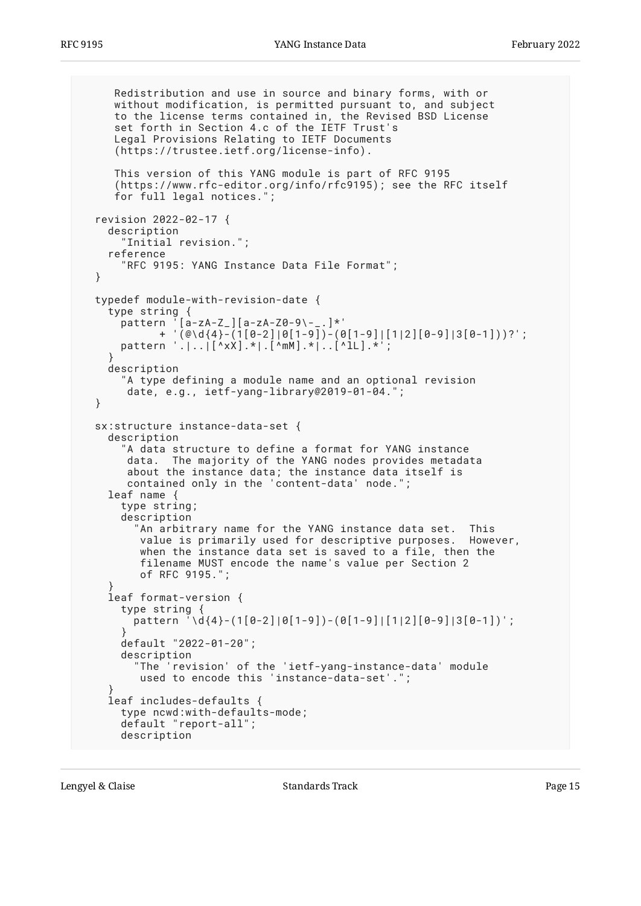```
     Redistribution and use in source and binary forms, with or
     without modification, is permitted pursuant to, and subject
     to the license terms contained in, the Revised BSD License
     set forth in Section 4.c of the IETF Trust's
     Legal Provisions Relating to IETF Documents
     (https://trustee.ietf.org/license-info).

     This version of this YANG module is part of RFC 9195
     (https://www.rfc-editor.org/info/rfc9195); see the RFC itself
     for full legal notices.";

  revision 2022-02-17 {
    description
      "Initial revision.";
    reference
      "RFC 9195: YANG Instance Data File Format";
  }

  typedef module-with-revision-date {
    type string {
      pattern '[a-zA-Z_][a-zA-Z0-9\-_.]*'
            + '(@\d{4}-(1[0-2]|0[1-9])-(0[1-9]|[1|2][0-9]|3[0-1]))?';
      pattern '.|..|[^xX].*|.[^mM].*|..[^lL].*';
    }
    description
      "A type defining a module name and an optional revision
       date, e.g., ietf-yang-library@2019-01-04.";
  }

  sx:structure instance-data-set {
    description
      "A data structure to define a format for YANG instance
       data.  The majority of the YANG nodes provides metadata
       about the instance data; the instance data itself is
       contained only in the 'content-data' node.";
    leaf name {
      type string;
      description
        "An arbitrary name for the YANG instance data set.  This
         value is primarily used for descriptive purposes.  However,
         when the instance data set is saved to a file, then the
         filename MUST encode the name's value per Section 2
         of RFC 9195.";
    }
    leaf format-version {
      type string {
        pattern '\d{4}-(1[0-2]|0[1-9])-(0[1-9]|[1|2][0-9]|3[0-1])';
      }
      default "2022-01-20";
      description
        "The 'revision' of the 'ietf-yang-instance-data' module
         used to encode this 'instance-data-set'.";
    }
    leaf includes-defaults {
      type ncwd:with-defaults-mode;
      default "report-all";
      description
```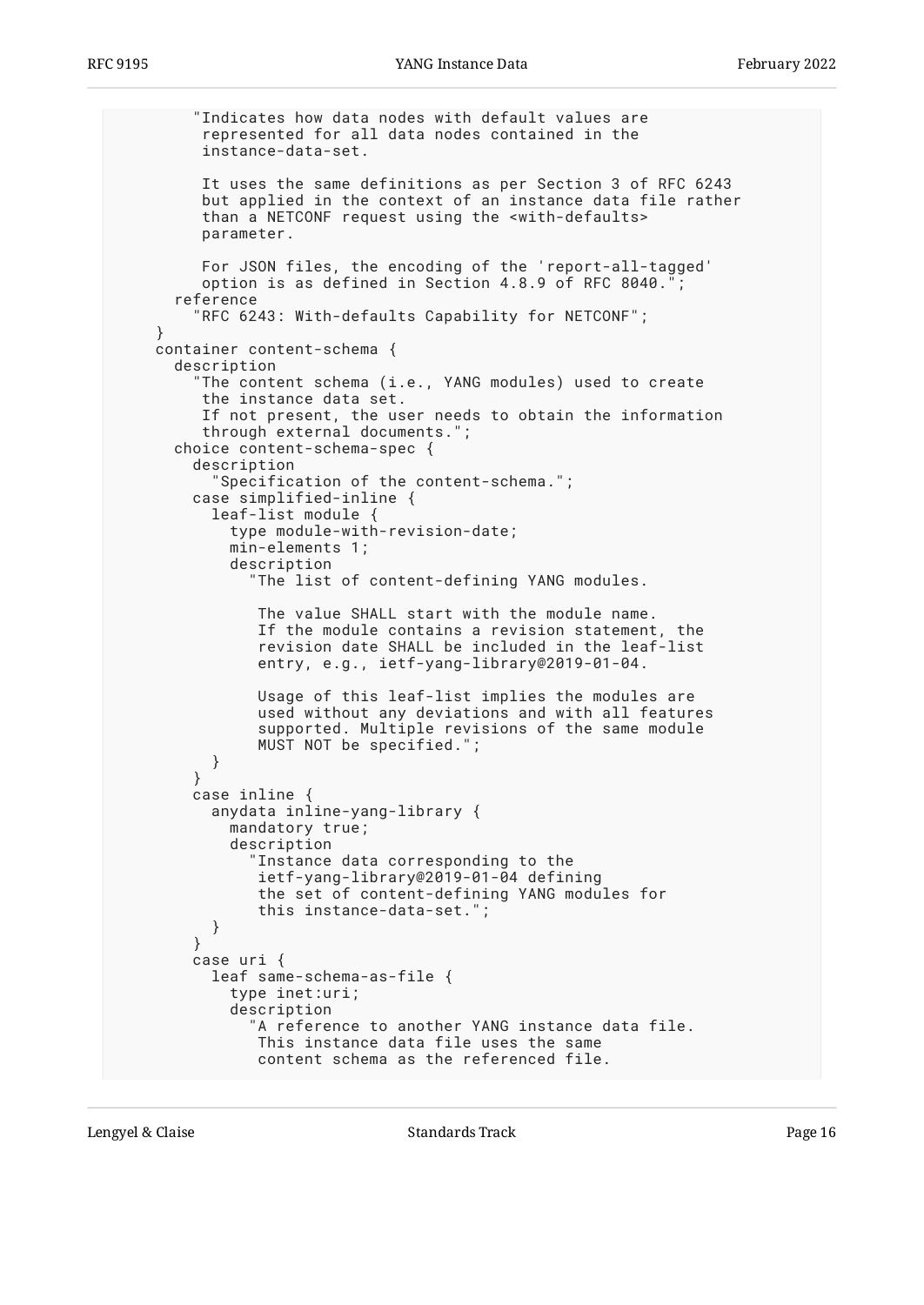```
        "Indicates how data nodes with default values are
         represented for all data nodes contained in the
         instance-data-set.

         It uses the same definitions as per Section 3 of RFC 6243
         but applied in the context of an instance data file rather
         than a NETCONF request using the <with-defaults>
         parameter.

         For JSON files, the encoding of the 'report-all-tagged'
         option is as defined in Section 4.8.9 of RFC 8040.";
      reference
        "RFC 6243: With-defaults Capability for NETCONF";
    }
    container content-schema {
      description
        "The content schema (i.e., YANG modules) used to create
         the instance data set.
         If not present, the user needs to obtain the information
         through external documents.";
      choice content-schema-spec {
        description
          "Specification of the content-schema.";
        case simplified-inline {
          leaf-list module {
            type module-with-revision-date;
            min-elements 1;
            description
              "The list of content-defining YANG modules.

               The value SHALL start with the module name.
               If the module contains a revision statement, the
               revision date SHALL be included in the leaf-list
               entry, e.g., ietf-yang-library@2019-01-04.

               Usage of this leaf-list implies the modules are
               used without any deviations and with all features
               supported. Multiple revisions of the same module
               MUST NOT be specified.";
          }
        }
        case inline {
          anydata inline-yang-library {
            mandatory true;
            description
              "Instance data corresponding to the
               ietf-yang-library@2019-01-04 defining
               the set of content-defining YANG modules for
               this instance-data-set.";
          }
        }
        case uri {
          leaf same-schema-as-file {
            type inet:uri;
            description
              "A reference to another YANG instance data file.
               This instance data file uses the same
               content schema as the referenced file.
```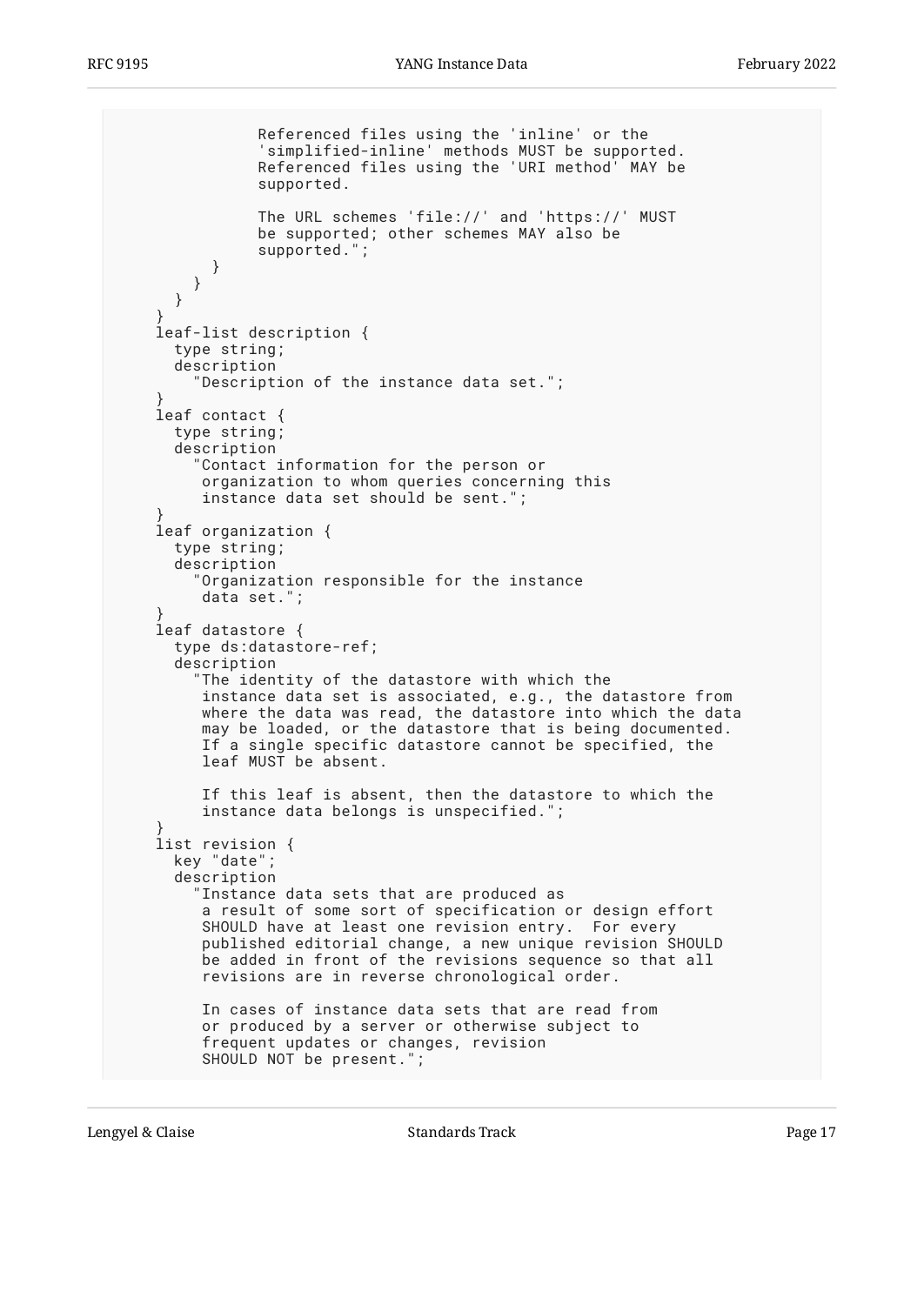```
              Referenced files using the 'inline' or the
              'simplified-inline' methods MUST be supported.
              Referenced files using the 'URI method' MAY be
              supported.

              The URL schemes 'file://' and 'https://' MUST
              be supported; other schemes MAY also be
              supported.";
         }
       }
     }
   }
   leaf-list description {
     type string;
     description
       "Description of the instance data set.";
   }
   leaf contact {
     type string;
     description
       "Contact information for the person or
        organization to whom queries concerning this
        instance data set should be sent.";
   }
   leaf organization {
     type string;
     description
       "Organization responsible for the instance
        data set.";
   }
   leaf datastore {
     type ds:datastore-ref;
     description
       "The identity of the datastore with which the
        instance data set is associated, e.g., the datastore from
        where the data was read, the datastore into which the data
        may be loaded, or the datastore that is being documented.
        If a single specific datastore cannot be specified, the
        leaf MUST be absent.

        If this leaf is absent, then the datastore to which the
        instance data belongs is unspecified.";
   }
   list revision {
     key "date";
     description
       "Instance data sets that are produced as
        a result of some sort of specification or design effort
        SHOULD have at least one revision entry.  For every
        published editorial change, a new unique revision SHOULD
        be added in front of the revisions sequence so that all
        revisions are in reverse chronological order.

        In cases of instance data sets that are read from
        or produced by a server or otherwise subject to
        frequent updates or changes, revision
        SHOULD NOT be present.";
```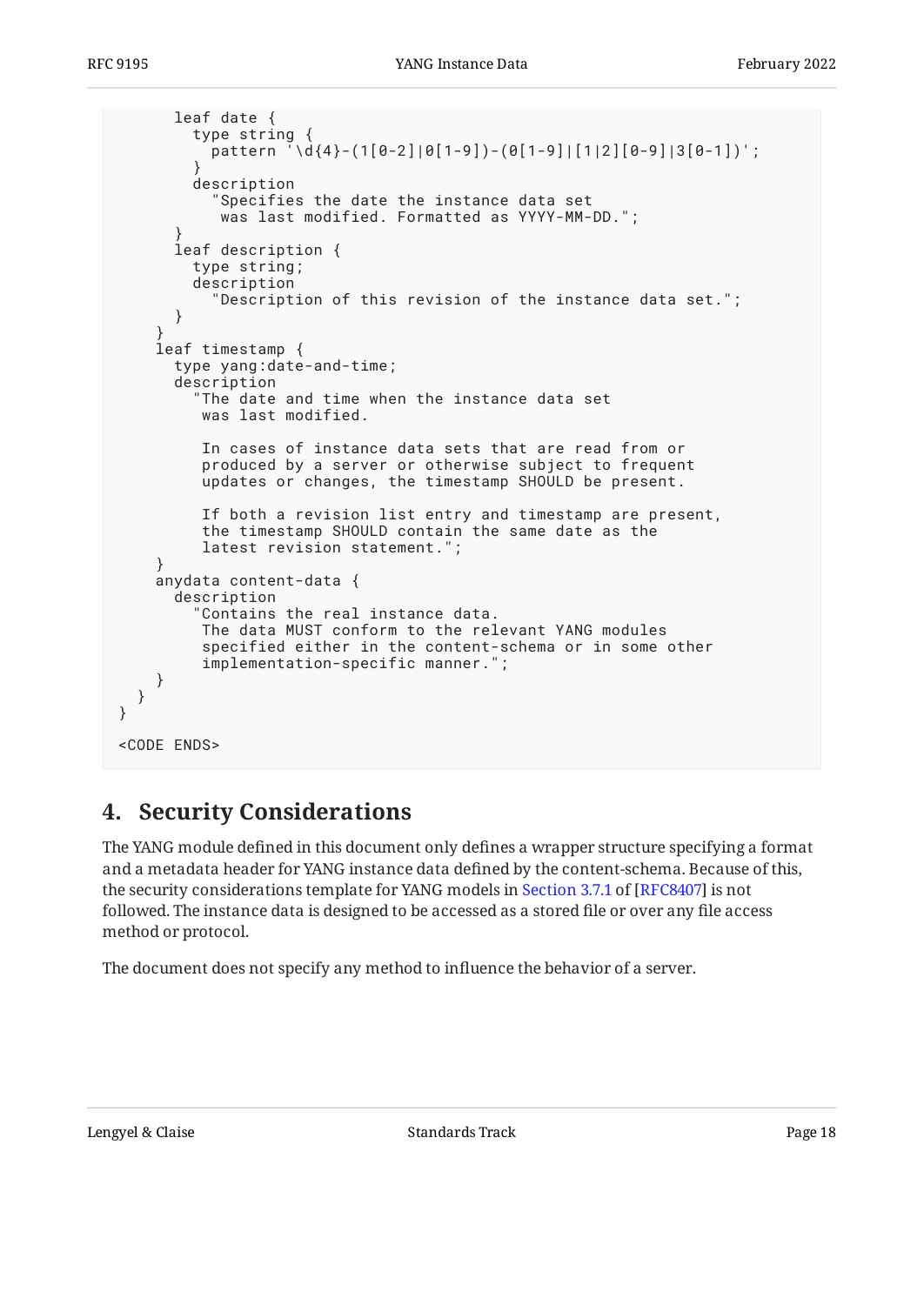```
        leaf date {
          type string {
            pattern '\d{4}-(1[0-2]|0[1-9])-(0[1-9]|[1|2][0-9]|3[0-1])';
          }
          description
            "Specifies the date the instance data set
             was last modified. Formatted as YYYY-MM-DD.";
        }
        leaf description {
          type string;
          description
            "Description of this revision of the instance data set.";
        }
      }
      leaf timestamp {
        type yang:date-and-time;
        description
          "The date and time when the instance data set
           was last modified.

           In cases of instance data sets that are read from or
           produced by a server or otherwise subject to frequent
           updates or changes, the timestamp SHOULD be present.

           If both a revision list entry and timestamp are present,
           the timestamp SHOULD contain the same date as the
           latest revision statement.";
      }
      anydata content-data {
        description
          "Contains the real instance data.
           The data MUST conform to the relevant YANG modules
           specified either in the content-schema or in some other
           implementation-specific manner.";
      }
    }
  }

  <CODE ENDS>
```

## 4. Security Considerations

The YANG module defined in this document only defines a wrapper structure specifying a format and a metadata header for YANG instance data defined by the content-schema. Because of this, the security considerations template for YANG models in Section 3.7.1 of [RFC8407] is not followed. The instance data is designed to be accessed as a stored file or over any file access method or protocol.

The document does not specify any method to influence the behavior of a server.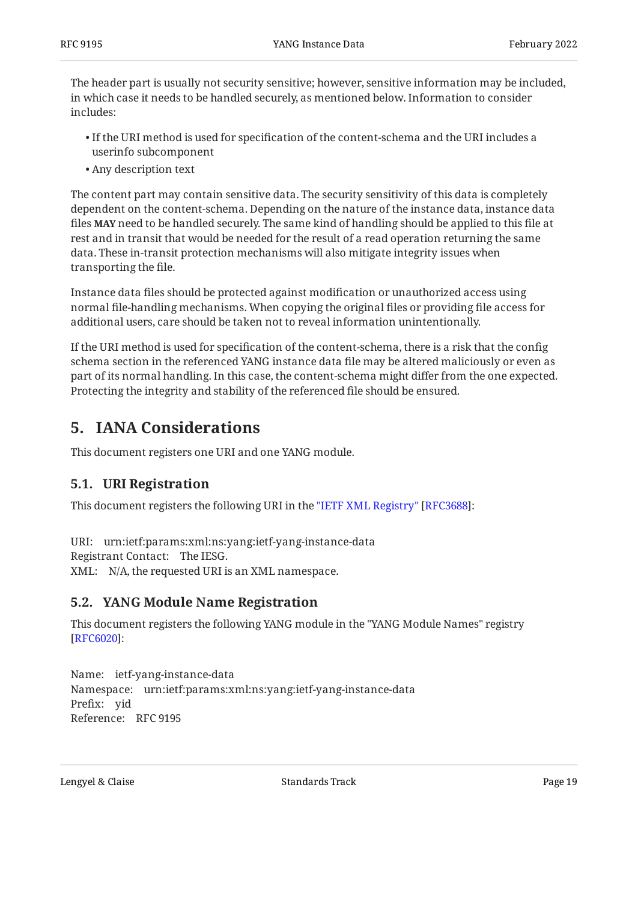The header part is usually not security sensitive; however, sensitive information may be included, in which case it needs to be handled securely, as mentioned below. Information to consider includes:

- If the URI method is used for specification of the content-schema and the URI includes a userinfo subcomponent
- Any description text

The content part may contain sensitive data. The security sensitivity of this data is completely dependent on the content-schema. Depending on the nature of the instance data, instance data files **MAY** need to be handled securely. The same kind of handling should be applied to this file at rest and in transit that would be needed for the result of a read operation returning the same data. These in-transit protection mechanisms will also mitigate integrity issues when transporting the file.

Instance data files should be protected against modification or unauthorized access using normal file-handling mechanisms. When copying the original files or providing file access for additional users, care should be taken not to reveal information unintentionally.

If the URI method is used for specification of the content-schema, there is a risk that the config schema section in the referenced YANG instance data file may be altered maliciously or even as part of its normal handling. In this case, the content-schema might differ from the one expected. Protecting the integrity and stability of the referenced file should be ensured.

# 5. IANA Considerations

This document registers one URI and one YANG module.

## 5.1. URI Registration

This document registers the following URI in the "IETF XML Registry" [RFC3688]:

URI: urn:ietf:params:xml:ns:yang:ietf-yang-instance-data
Registrant Contact: The IESG.
XML: N/A, the requested URI is an XML namespace.

## 5.2. YANG Module Name Registration

This document registers the following YANG module in the "YANG Module Names" registry [RFC6020]:

Name: ietf-yang-instance-data
Namespace: urn:ietf:params:xml:ns:yang:ietf-yang-instance-data
Prefix: yid
Reference: RFC 9195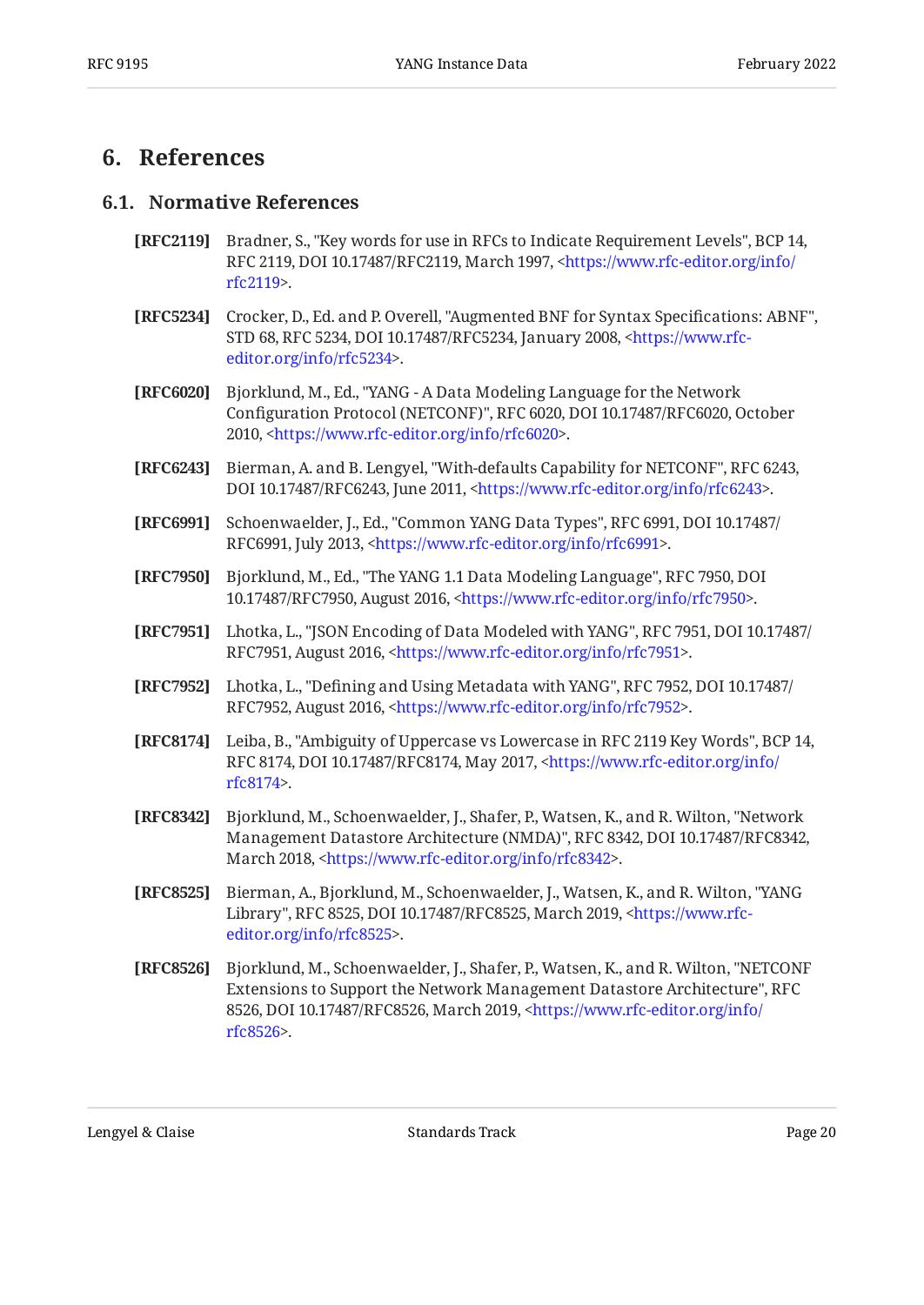## 6. References

### 6.1. Normative References

**[RFC2119]** Bradner, S., "Key words for use in RFCs to Indicate Requirement Levels", BCP 14, RFC 2119, DOI 10.17487/RFC2119, March 1997, <https://www.rfc-editor.org/info/rfc2119>.

**[RFC5234]** Crocker, D., Ed. and P. Overell, "Augmented BNF for Syntax Specifications: ABNF", STD 68, RFC 5234, DOI 10.17487/RFC5234, January 2008, <https://www.rfc-editor.org/info/rfc5234>.

**[RFC6020]** Bjorklund, M., Ed., "YANG - A Data Modeling Language for the Network Configuration Protocol (NETCONF)", RFC 6020, DOI 10.17487/RFC6020, October 2010, <https://www.rfc-editor.org/info/rfc6020>.

**[RFC6243]** Bierman, A. and B. Lengyel, "With-defaults Capability for NETCONF", RFC 6243, DOI 10.17487/RFC6243, June 2011, <https://www.rfc-editor.org/info/rfc6243>.

**[RFC6991]** Schoenwaelder, J., Ed., "Common YANG Data Types", RFC 6991, DOI 10.17487/RFC6991, July 2013, <https://www.rfc-editor.org/info/rfc6991>.

**[RFC7950]** Bjorklund, M., Ed., "The YANG 1.1 Data Modeling Language", RFC 7950, DOI 10.17487/RFC7950, August 2016, <https://www.rfc-editor.org/info/rfc7950>.

**[RFC7951]** Lhotka, L., "JSON Encoding of Data Modeled with YANG", RFC 7951, DOI 10.17487/RFC7951, August 2016, <https://www.rfc-editor.org/info/rfc7951>.

**[RFC7952]** Lhotka, L., "Defining and Using Metadata with YANG", RFC 7952, DOI 10.17487/RFC7952, August 2016, <https://www.rfc-editor.org/info/rfc7952>.

**[RFC8174]** Leiba, B., "Ambiguity of Uppercase vs Lowercase in RFC 2119 Key Words", BCP 14, RFC 8174, DOI 10.17487/RFC8174, May 2017, <https://www.rfc-editor.org/info/rfc8174>.

**[RFC8342]** Bjorklund, M., Schoenwaelder, J., Shafer, P., Watsen, K., and R. Wilton, "Network Management Datastore Architecture (NMDA)", RFC 8342, DOI 10.17487/RFC8342, March 2018, <https://www.rfc-editor.org/info/rfc8342>.

**[RFC8525]** Bierman, A., Bjorklund, M., Schoenwaelder, J., Watsen, K., and R. Wilton, "YANG Library", RFC 8525, DOI 10.17487/RFC8525, March 2019, <https://www.rfc-editor.org/info/rfc8525>.

**[RFC8526]** Bjorklund, M., Schoenwaelder, J., Shafer, P., Watsen, K., and R. Wilton, "NETCONF Extensions to Support the Network Management Datastore Architecture", RFC 8526, DOI 10.17487/RFC8526, March 2019, <https://www.rfc-editor.org/info/rfc8526>.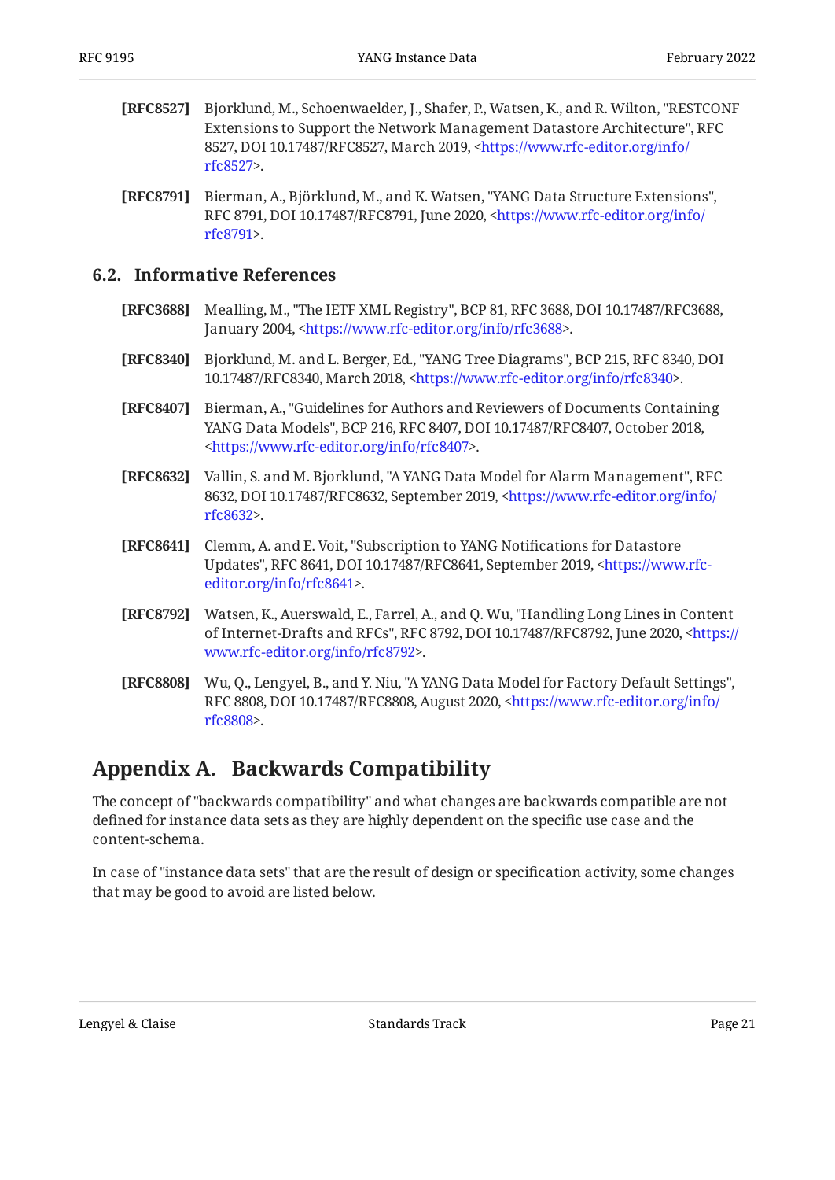**[RFC8527]** Bjorklund, M., Schoenwaelder, J., Shafer, P., Watsen, K., and R. Wilton, "RESTCONF Extensions to Support the Network Management Datastore Architecture", RFC 8527, DOI 10.17487/RFC8527, March 2019, <https://www.rfc-editor.org/info/rfc8527>.

**[RFC8791]** Bierman, A., Björklund, M., and K. Watsen, "YANG Data Structure Extensions", RFC 8791, DOI 10.17487/RFC8791, June 2020, <https://www.rfc-editor.org/info/rfc8791>.

### 6.2. Informative References

**[RFC3688]** Mealling, M., "The IETF XML Registry", BCP 81, RFC 3688, DOI 10.17487/RFC3688, January 2004, <https://www.rfc-editor.org/info/rfc3688>.

**[RFC8340]** Bjorklund, M. and L. Berger, Ed., "YANG Tree Diagrams", BCP 215, RFC 8340, DOI 10.17487/RFC8340, March 2018, <https://www.rfc-editor.org/info/rfc8340>.

**[RFC8407]** Bierman, A., "Guidelines for Authors and Reviewers of Documents Containing YANG Data Models", BCP 216, RFC 8407, DOI 10.17487/RFC8407, October 2018, <https://www.rfc-editor.org/info/rfc8407>.

**[RFC8632]** Vallin, S. and M. Bjorklund, "A YANG Data Model for Alarm Management", RFC 8632, DOI 10.17487/RFC8632, September 2019, <https://www.rfc-editor.org/info/rfc8632>.

**[RFC8641]** Clemm, A. and E. Voit, "Subscription to YANG Notifications for Datastore Updates", RFC 8641, DOI 10.17487/RFC8641, September 2019, <https://www.rfc-editor.org/info/rfc8641>.

**[RFC8792]** Watsen, K., Auerswald, E., Farrel, A., and Q. Wu, "Handling Long Lines in Content of Internet-Drafts and RFCs", RFC 8792, DOI 10.17487/RFC8792, June 2020, <https://www.rfc-editor.org/info/rfc8792>.

**[RFC8808]** Wu, Q., Lengyel, B., and Y. Niu, "A YANG Data Model for Factory Default Settings", RFC 8808, DOI 10.17487/RFC8808, August 2020, <https://www.rfc-editor.org/info/rfc8808>.

## Appendix A. Backwards Compatibility

The concept of "backwards compatibility" and what changes are backwards compatible are not defined for instance data sets as they are highly dependent on the specific use case and the content-schema.

In case of "instance data sets" that are the result of design or specification activity, some changes that may be good to avoid are listed below.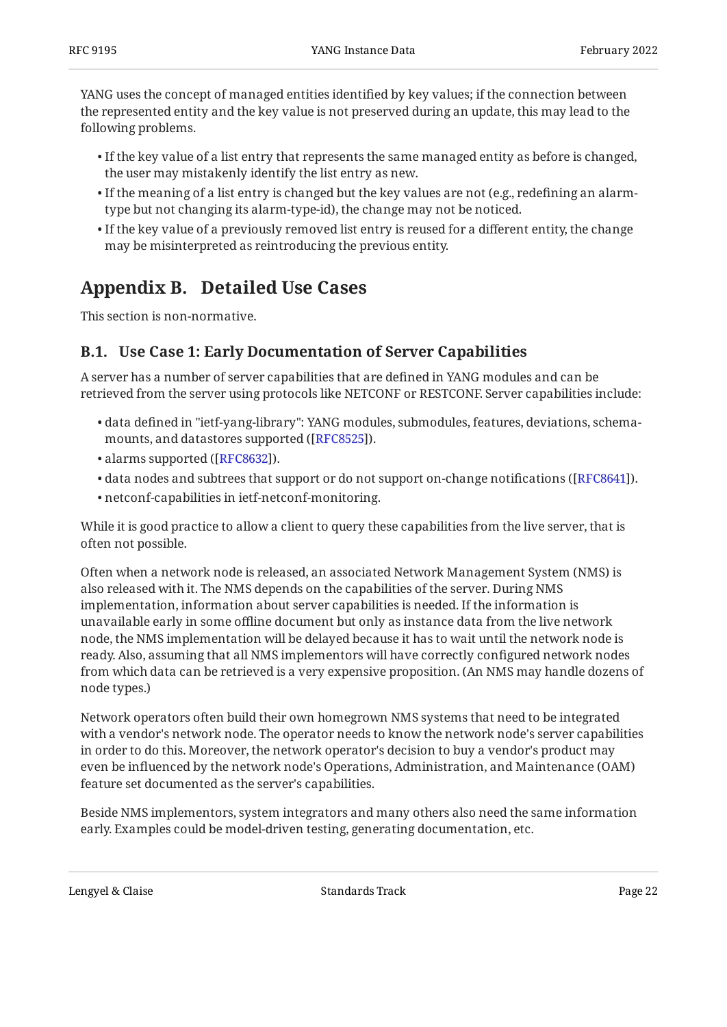YANG uses the concept of managed entities identified by key values; if the connection between the represented entity and the key value is not preserved during an update, this may lead to the following problems.

- If the key value of a list entry that represents the same managed entity as before is changed, the user may mistakenly identify the list entry as new.
- If the meaning of a list entry is changed but the key values are not (e.g., redefining an alarm-type but not changing its alarm-type-id), the change may not be noticed.
- If the key value of a previously removed list entry is reused for a different entity, the change may be misinterpreted as reintroducing the previous entity.

## Appendix B. Detailed Use Cases

This section is non-normative.

### B.1. Use Case 1: Early Documentation of Server Capabilities

A server has a number of server capabilities that are defined in YANG modules and can be retrieved from the server using protocols like NETCONF or RESTCONF. Server capabilities include:

- data defined in "ietf-yang-library": YANG modules, submodules, features, deviations, schema-mounts, and datastores supported ([RFC8525]).
- alarms supported ([RFC8632]).
- data nodes and subtrees that support or do not support on-change notifications ([RFC8641]).
- netconf-capabilities in ietf-netconf-monitoring.

While it is good practice to allow a client to query these capabilities from the live server, that is often not possible.

Often when a network node is released, an associated Network Management System (NMS) is also released with it. The NMS depends on the capabilities of the server. During NMS implementation, information about server capabilities is needed. If the information is unavailable early in some offline document but only as instance data from the live network node, the NMS implementation will be delayed because it has to wait until the network node is ready. Also, assuming that all NMS implementors will have correctly configured network nodes from which data can be retrieved is a very expensive proposition. (An NMS may handle dozens of node types.)

Network operators often build their own homegrown NMS systems that need to be integrated with a vendor's network node. The operator needs to know the network node's server capabilities in order to do this. Moreover, the network operator's decision to buy a vendor's product may even be influenced by the network node's Operations, Administration, and Maintenance (OAM) feature set documented as the server's capabilities.

Beside NMS implementors, system integrators and many others also need the same information early. Examples could be model-driven testing, generating documentation, etc.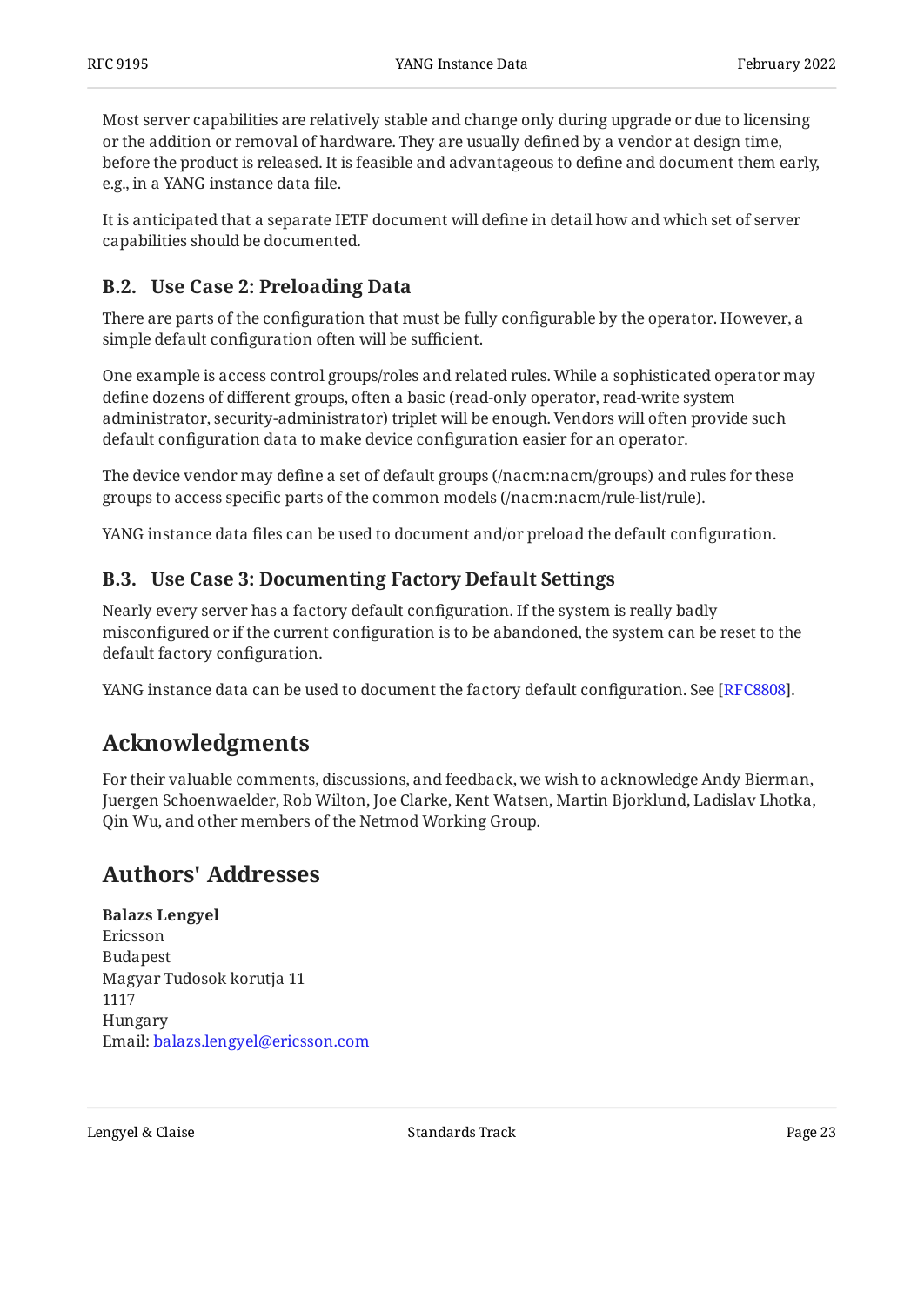Most server capabilities are relatively stable and change only during upgrade or due to licensing or the addition or removal of hardware. They are usually defined by a vendor at design time, before the product is released. It is feasible and advantageous to define and document them early, e.g., in a YANG instance data file.

It is anticipated that a separate IETF document will define in detail how and which set of server capabilities should be documented.

### B.2. Use Case 2: Preloading Data

There are parts of the configuration that must be fully configurable by the operator. However, a simple default configuration often will be sufficient.

One example is access control groups/roles and related rules. While a sophisticated operator may define dozens of different groups, often a basic (read-only operator, read-write system administrator, security-administrator) triplet will be enough. Vendors will often provide such default configuration data to make device configuration easier for an operator.

The device vendor may define a set of default groups (/nacm:nacm/groups) and rules for these groups to access specific parts of the common models (/nacm:nacm/rule-list/rule).

YANG instance data files can be used to document and/or preload the default configuration.

### B.3. Use Case 3: Documenting Factory Default Settings

Nearly every server has a factory default configuration. If the system is really badly misconfigured or if the current configuration is to be abandoned, the system can be reset to the default factory configuration.

YANG instance data can be used to document the factory default configuration. See [RFC8808].

## Acknowledgments

For their valuable comments, discussions, and feedback, we wish to acknowledge Andy Bierman, Juergen Schoenwaelder, Rob Wilton, Joe Clarke, Kent Watsen, Martin Bjorklund, Ladislav Lhotka, Qin Wu, and other members of the Netmod Working Group.

## Authors' Addresses

**Balazs Lengyel**
Ericsson
Budapest
Magyar Tudosok korutja 11
1117
Hungary
Email: balazs.lengyel@ericsson.com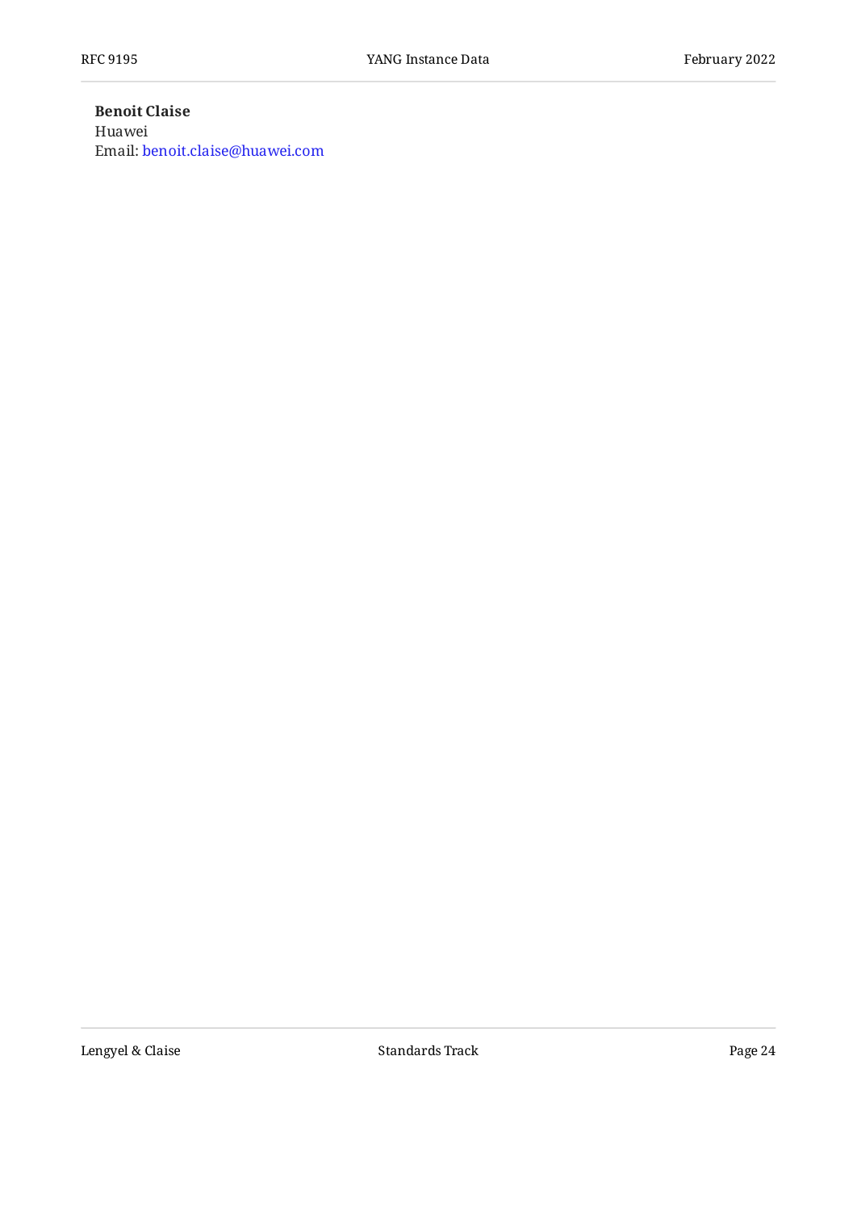**Benoit Claise**
Huawei
Email: benoit.claise@huawei.com